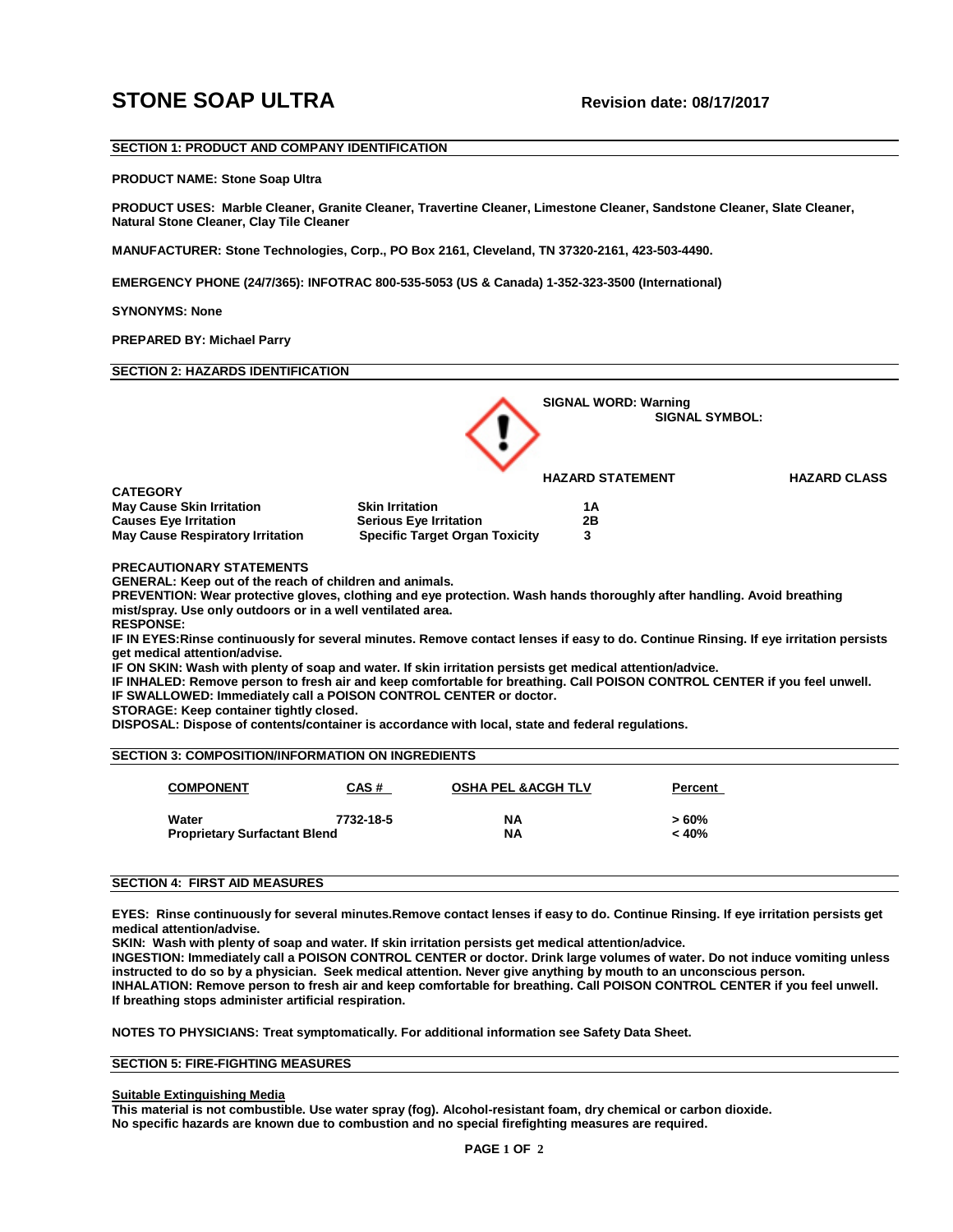# STONE SOAP ULTRA

**Revision date: 08/17/2017**

## SECTION 1: PRODUCT AND COMPANY IDENTIFICATION

**PRODUCT NAME: Stone Soap Ultra**

**PRODUCT USES: Marble Cleaner, Granite Cleaner, Travertine Cleaner, Limestone Cleaner, Sandstone Cleaner, Slate Cleaner, Natural Stone Cleaner, Clay Tile Cleaner**

**MANUFACTURER: Stone Technologies, Corp., PO Box 2161, Cleveland, TN 37320-2161, 423-503-4490.**

**EMERGENCY PHONE (24/7/365): INFOTRAC 800-535-5053 (US & Canada) 1-352-323-3500 (International)**

**SYNONYMS: None**

**PREPARED BY: Michael Parry**

## SECTION 2: HAZARDS IDENTIFICATION

**SIGNAL WORD: Warning**

**SIGNAL SYMBOL:**

| CATEGORY | HAZARD STATEMENT | HAZARD CLASS |
|---|---|---|
| May Cause Skin Irritation | Skin Irritation | 1A |
| Causes Eye Irritation | Serious Eye Irritation | 2B |
| May Cause Respiratory Irritation | Specific Target Organ Toxicity | 3 |

**PRECAUTIONARY STATEMENTS**

**GENERAL: Keep out of the reach of children and animals.**

**PREVENTION: Wear protective gloves, clothing and eye protection. Wash hands thoroughly after handling. Avoid breathing mist/spray. Use only outdoors or in a well ventilated area.**

**RESPONSE:**

**IF IN EYES:Rinse continuously for several minutes. Remove contact lenses if easy to do. Continue Rinsing. If eye irritation persists get medical attention/advise.**

**IF ON SKIN: Wash with plenty of soap and water. If skin irritation persists get medical attention/advice.**

**IF INHALED: Remove person to fresh air and keep comfortable for breathing. Call POISON CONTROL CENTER if you feel unwell.**

**IF SWALLOWED: Immediately call a POISON CONTROL CENTER or doctor.**

**STORAGE: Keep container tightly closed.**

**DISPOSAL: Dispose of contents/container is accordance with local, state and federal regulations.**

## SECTION 3: COMPOSITION/INFORMATION ON INGREDIENTS

| COMPONENT | CAS # | OSHA PEL &ACGH TLV | Percent |
|---|---|---|---|
| Water | 7732-18-5 | NA | > 60% |
| Proprietary Surfactant Blend | | NA | < 40% |

## SECTION 4: FIRST AID MEASURES

**EYES: Rinse continuously for several minutes.Remove contact lenses if easy to do. Continue Rinsing. If eye irritation persists get medical attention/advise.**

**SKIN: Wash with plenty of soap and water. If skin irritation persists get medical attention/advice.**

**INGESTION: Immediately call a POISON CONTROL CENTER or doctor. Drink large volumes of water. Do not induce vomiting unless instructed to do so by a physician. Seek medical attention. Never give anything by mouth to an unconscious person.**

**INHALATION: Remove person to fresh air and keep comfortable for breathing. Call POISON CONTROL CENTER if you feel unwell. If breathing stops administer artificial respiration.**

**NOTES TO PHYSICIANS: Treat symptomatically. For additional information see Safety Data Sheet.**

## SECTION 5: FIRE-FIGHTING MEASURES

**Suitable Extinguishing Media**

**This material is not combustible. Use water spray (fog). Alcohol-resistant foam, dry chemical or carbon dioxide. No specific hazards are known due to combustion and no special firefighting measures are required.**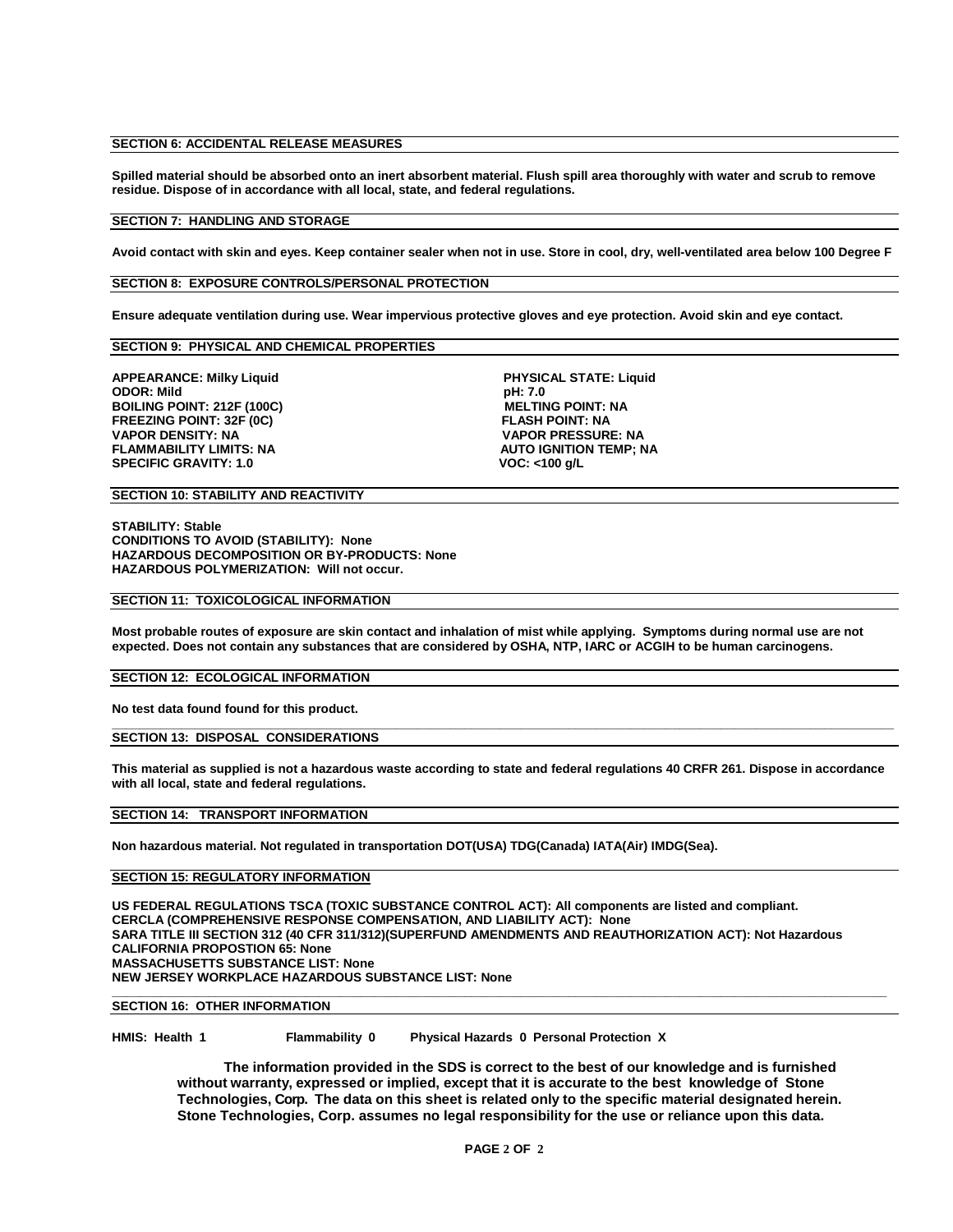## SECTION 6: ACCIDENTAL RELEASE MEASURES

**Spilled material should be absorbed onto an inert absorbent material. Flush spill area thoroughly with water and scrub to remove residue. Dispose of in accordance with all local, state, and federal regulations.**

## SECTION 7: HANDLING AND STORAGE

**Avoid contact with skin and eyes. Keep container sealer when not in use. Store in cool, dry, well-ventilated area below 100 Degree F**

## SECTION 8: EXPOSURE CONTROLS/PERSONAL PROTECTION

**Ensure adequate ventilation during use. Wear impervious protective gloves and eye protection. Avoid skin and eye contact.**

## SECTION 9: PHYSICAL AND CHEMICAL PROPERTIES

| | |
|---|---|
| **APPEARANCE: Milky Liquid** | **PHYSICAL STATE: Liquid** |
| **ODOR: Mild** | **pH: 7.0** |
| **BOILING POINT: 212F (100C)** | **MELTING POINT: NA** |
| **FREEZING POINT: 32F (0C)** | **FLASH POINT: NA** |
| **VAPOR DENSITY: NA** | **VAPOR PRESSURE: NA** |
| **FLAMMABILITY LIMITS: NA** | **AUTO IGNITION TEMP; NA** |
| **SPECIFIC GRAVITY: 1.0** | **VOC: <100 g/L** |

## SECTION 10: STABILITY AND REACTIVITY

**STABILITY: Stable**
**CONDITIONS TO AVOID (STABILITY): None**
**HAZARDOUS DECOMPOSITION OR BY-PRODUCTS: None**
**HAZARDOUS POLYMERIZATION: Will not occur.**

## SECTION 11: TOXICOLOGICAL INFORMATION

**Most probable routes of exposure are skin contact and inhalation of mist while applying. Symptoms during normal use are not expected. Does not contain any substances that are considered by OSHA, NTP, IARC or ACGIH to be human carcinogens.**

## SECTION 12: ECOLOGICAL INFORMATION

**No test data found found for this product.**

## SECTION 13: DISPOSAL CONSIDERATIONS

**This material as supplied is not a hazardous waste according to state and federal regulations 40 CRFR 261. Dispose in accordance with all local, state and federal regulations.**

## SECTION 14: TRANSPORT INFORMATION

**Non hazardous material. Not regulated in transportation DOT(USA) TDG(Canada) IATA(Air) IMDG(Sea).**

## SECTION 15: REGULATORY INFORMATION

**US FEDERAL REGULATIONS TSCA (TOXIC SUBSTANCE CONTROL ACT): All components are listed and compliant.**
**CERCLA (COMPREHENSIVE RESPONSE COMPENSATION, AND LIABILITY ACT): None**
**SARA TITLE III SECTION 312 (40 CFR 311/312)(SUPERFUND AMENDMENTS AND REAUTHORIZATION ACT): Not Hazardous**
**CALIFORNIA PROPOSTION 65: None**
**MASSACHUSETTS SUBSTANCE LIST: None**
**NEW JERSEY WORKPLACE HAZARDOUS SUBSTANCE LIST: None**

## SECTION 16: OTHER INFORMATION

**HMIS: Health 1 Flammability 0 Physical Hazards 0 Personal Protection X**

**The information provided in the SDS is correct to the best of our knowledge and is furnished without warranty, expressed or implied, except that it is accurate to the best knowledge of Stone Technologies, Corp. The data on this sheet is related only to the specific material designated herein. Stone Technologies, Corp. assumes no legal responsibility for the use or reliance upon this data.**